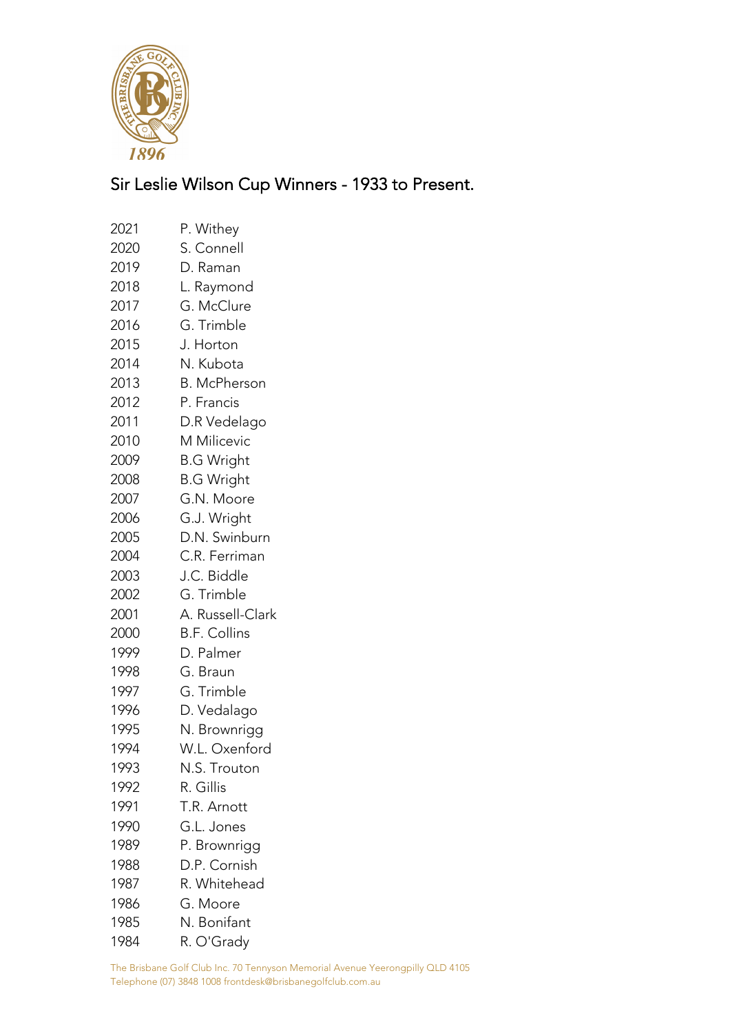# Sir Leslie Wilson Cup Winners - 1933 to Present.

| | |
|---|---|
| 2021 | P. Withey |
| 2020 | S. Connell |
| 2019 | D. Raman |
| 2018 | L. Raymond |
| 2017 | G. McClure |
| 2016 | G. Trimble |
| 2015 | J. Horton |
| 2014 | N. Kubota |
| 2013 | B. McPherson |
| 2012 | P. Francis |
| 2011 | D.R Vedelago |
| 2010 | M Milicevic |
| 2009 | B.G Wright |
| 2008 | B.G Wright |
| 2007 | G.N. Moore |
| 2006 | G.J. Wright |
| 2005 | D.N. Swinburn |
| 2004 | C.R. Ferriman |
| 2003 | J.C. Biddle |
| 2002 | G. Trimble |
| 2001 | A. Russell-Clark |
| 2000 | B.F. Collins |
| 1999 | D. Palmer |
| 1998 | G. Braun |
| 1997 | G. Trimble |
| 1996 | D. Vedalago |
| 1995 | N. Brownrigg |
| 1994 | W.L. Oxenford |
| 1993 | N.S. Trouton |
| 1992 | R. Gillis |
| 1991 | T.R. Arnott |
| 1990 | G.L. Jones |
| 1989 | P. Brownrigg |
| 1988 | D.P. Cornish |
| 1987 | R. Whitehead |
| 1986 | G. Moore |
| 1985 | N. Bonifant |
| 1984 | R. O'Grady |

The Brisbane Golf Club Inc. 70 Tennyson Memorial Avenue Yeerongpilly QLD 4105
Telephone (07) 3848 1008 frontdesk@brisbanegolfclub.com.au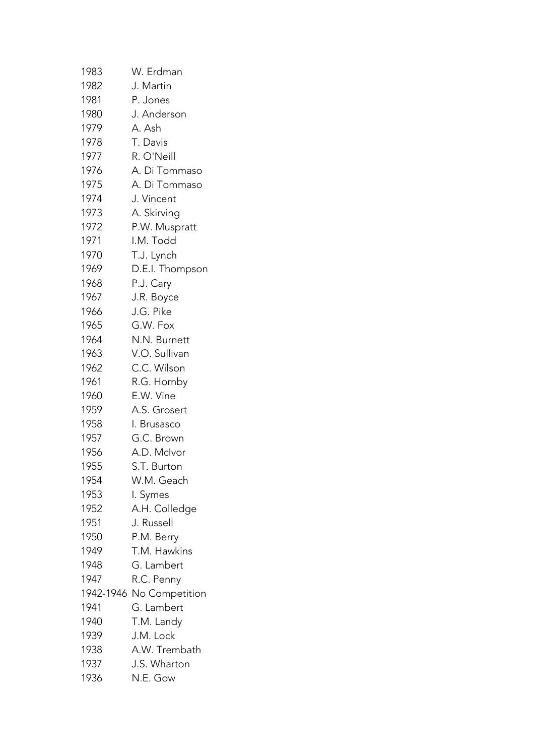| | |
|---|---|
| 1983 | W. Erdman |
| 1982 | J. Martin |
| 1981 | P. Jones |
| 1980 | J. Anderson |
| 1979 | A. Ash |
| 1978 | T. Davis |
| 1977 | R. O'Neill |
| 1976 | A. Di Tommaso |
| 1975 | A. Di Tommaso |
| 1974 | J. Vincent |
| 1973 | A. Skirving |
| 1972 | P.W. Muspratt |
| 1971 | I.M. Todd |
| 1970 | T.J. Lynch |
| 1969 | D.E.I. Thompson |
| 1968 | P.J. Cary |
| 1967 | J.R. Boyce |
| 1966 | J.G. Pike |
| 1965 | G.W. Fox |
| 1964 | N.N. Burnett |
| 1963 | V.O. Sullivan |
| 1962 | C.C. Wilson |
| 1961 | R.G. Hornby |
| 1960 | E.W. Vine |
| 1959 | A.S. Grosert |
| 1958 | I. Brusasco |
| 1957 | G.C. Brown |
| 1956 | A.D. McIvor |
| 1955 | S.T. Burton |
| 1954 | W.M. Geach |
| 1953 | I. Symes |
| 1952 | A.H. Colledge |
| 1951 | J. Russell |
| 1950 | P.M. Berry |
| 1949 | T.M. Hawkins |
| 1948 | G. Lambert |
| 1947 | R.C. Penny |
| 1942-1946 | No Competition |
| 1941 | G. Lambert |
| 1940 | T.M. Landy |
| 1939 | J.M. Lock |
| 1938 | A.W. Trembath |
| 1937 | J.S. Wharton |
| 1936 | N.E. Gow |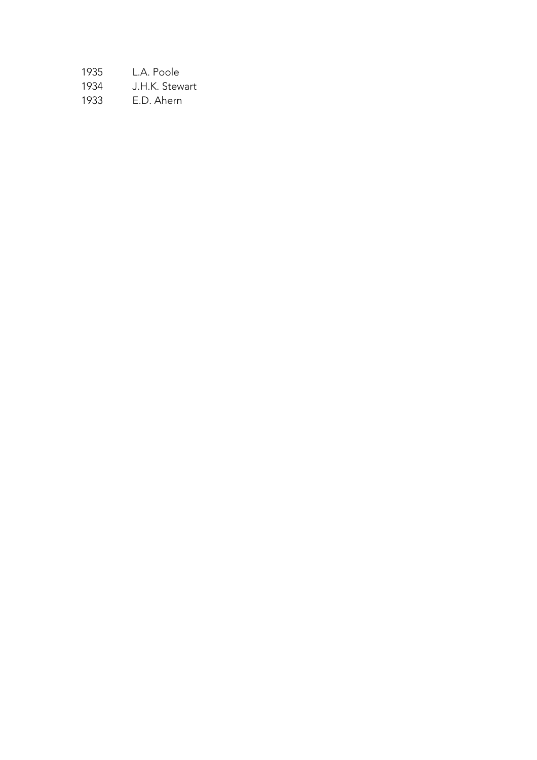| | |
|---|---|
| 1935 | L.A. Poole |
| 1934 | J.H.K. Stewart |
| 1933 | E.D. Ahern |